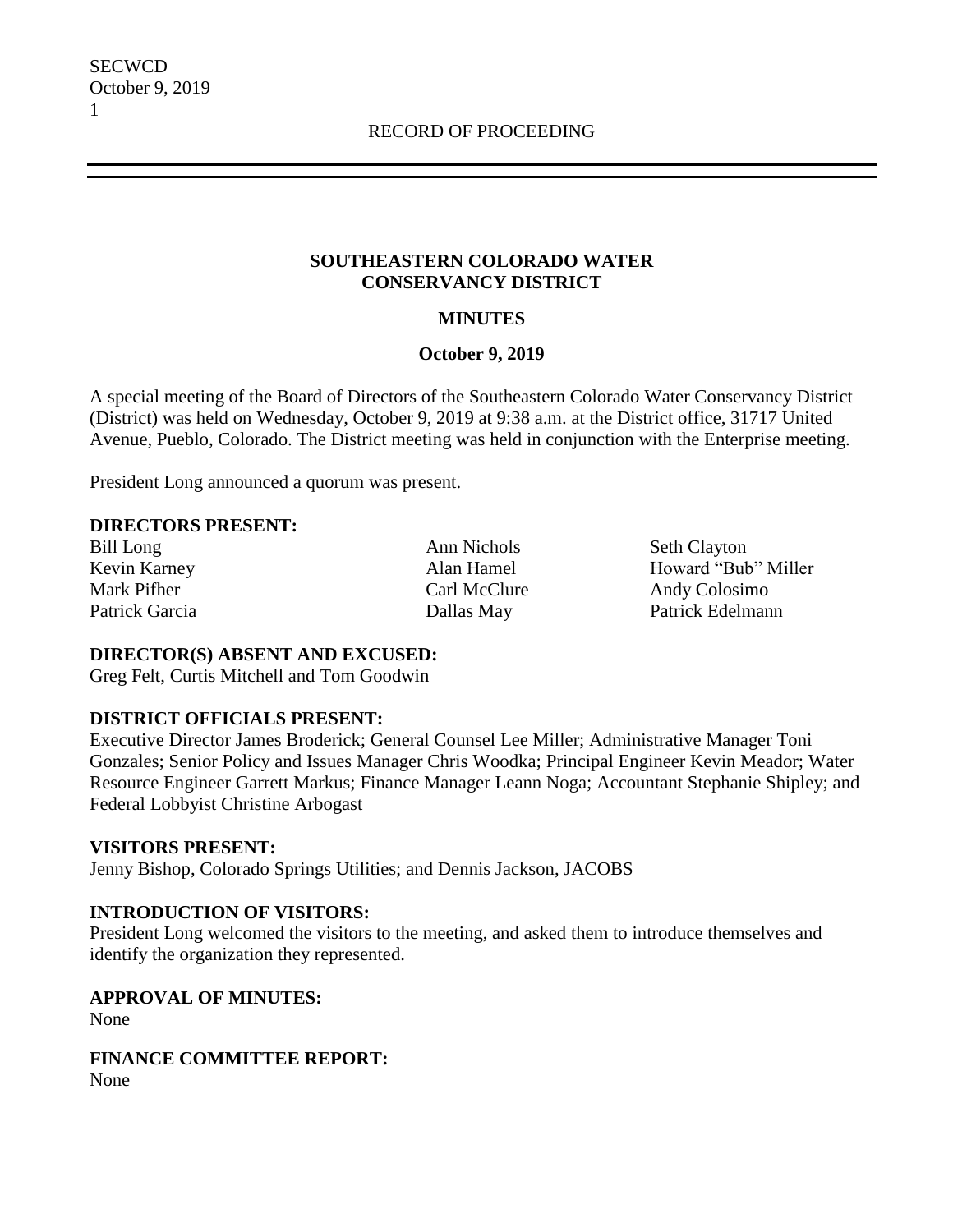RECORD OF PROCEEDING

**SOUTHEASTERN COLORADO WATER CONSERVANCY DISTRICT**

**MINUTES**

**October 9, 2019**

A special meeting of the Board of Directors of the Southeastern Colorado Water Conservancy District (District) was held on Wednesday, October 9, 2019 at 9:38 a.m. at the District office, 31717 United Avenue, Pueblo, Colorado. The District meeting was held in conjunction with the Enterprise meeting.

President Long announced a quorum was present.

**DIRECTORS PRESENT:**

Bill Long
Kevin Karney
Mark Pifher
Patrick Garcia
Ann Nichols
Alan Hamel
Carl McClure
Dallas May
Seth Clayton
Howard "Bub" Miller
Andy Colosimo
Patrick Edelmann

**DIRECTOR(S) ABSENT AND EXCUSED:**
Greg Felt, Curtis Mitchell and Tom Goodwin

**DISTRICT OFFICIALS PRESENT:**
Executive Director James Broderick; General Counsel Lee Miller; Administrative Manager Toni Gonzales; Senior Policy and Issues Manager Chris Woodka; Principal Engineer Kevin Meador; Water Resource Engineer Garrett Markus; Finance Manager Leann Noga; Accountant Stephanie Shipley; and Federal Lobbyist Christine Arbogast

**VISITORS PRESENT:**
Jenny Bishop, Colorado Springs Utilities; and Dennis Jackson, JACOBS

**INTRODUCTION OF VISITORS:**
President Long welcomed the visitors to the meeting, and asked them to introduce themselves and identify the organization they represented.

**APPROVAL OF MINUTES:**
None

**FINANCE COMMITTEE REPORT:**
None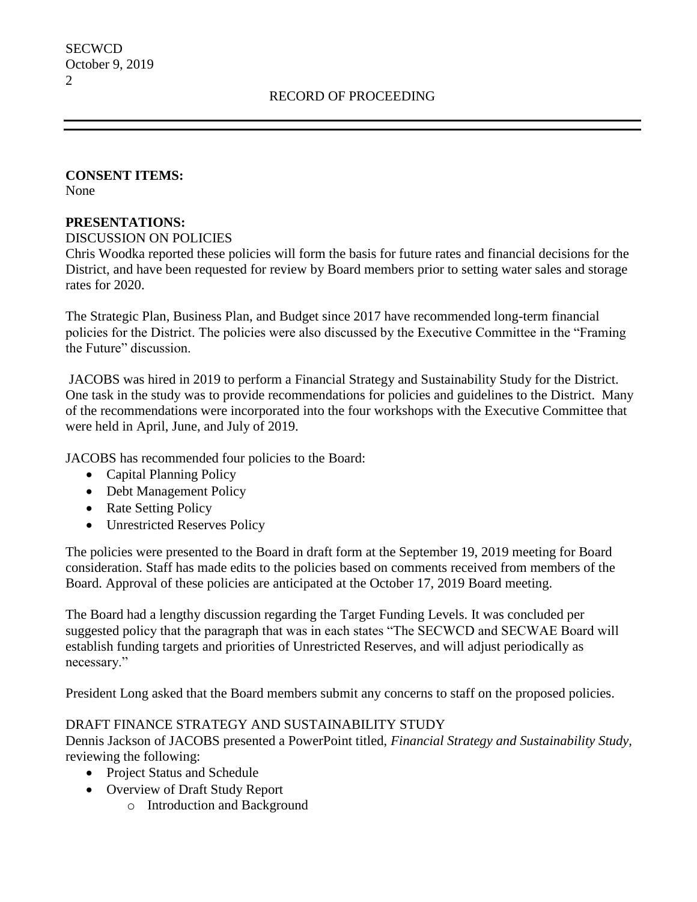**CONSENT ITEMS:**
None

**PRESENTATIONS:**

DISCUSSION ON POLICIES

Chris Woodka reported these policies will form the basis for future rates and financial decisions for the District, and have been requested for review by Board members prior to setting water sales and storage rates for 2020.

The Strategic Plan, Business Plan, and Budget since 2017 have recommended long-term financial policies for the District. The policies were also discussed by the Executive Committee in the "Framing the Future" discussion.

JACOBS was hired in 2019 to perform a Financial Strategy and Sustainability Study for the District. One task in the study was to provide recommendations for policies and guidelines to the District. Many of the recommendations were incorporated into the four workshops with the Executive Committee that were held in April, June, and July of 2019.

JACOBS has recommended four policies to the Board:

- Capital Planning Policy
- Debt Management Policy
- Rate Setting Policy
- Unrestricted Reserves Policy

The policies were presented to the Board in draft form at the September 19, 2019 meeting for Board consideration. Staff has made edits to the policies based on comments received from members of the Board. Approval of these policies are anticipated at the October 17, 2019 Board meeting.

The Board had a lengthy discussion regarding the Target Funding Levels. It was concluded per suggested policy that the paragraph that was in each states "The SECWCD and SECWAE Board will establish funding targets and priorities of Unrestricted Reserves, and will adjust periodically as necessary."

President Long asked that the Board members submit any concerns to staff on the proposed policies.

DRAFT FINANCE STRATEGY AND SUSTAINABILITY STUDY

Dennis Jackson of JACOBS presented a PowerPoint titled, *Financial Strategy and Sustainability Study,* reviewing the following:

- Project Status and Schedule
- Overview of Draft Study Report
  - Introduction and Background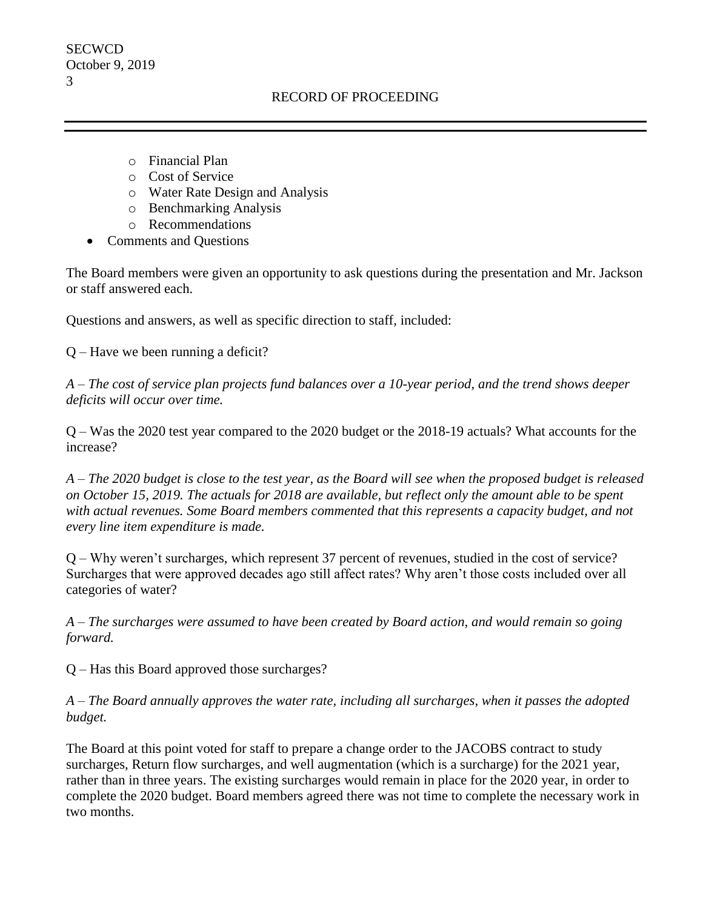- Financial Plan
    - Cost of Service
    - Water Rate Design and Analysis
    - Benchmarking Analysis
    - Recommendations
- Comments and Questions

The Board members were given an opportunity to ask questions during the presentation and Mr. Jackson or staff answered each.

Questions and answers, as well as specific direction to staff, included:

Q – Have we been running a deficit?

*A – The cost of service plan projects fund balances over a 10-year period, and the trend shows deeper deficits will occur over time.*

Q – Was the 2020 test year compared to the 2020 budget or the 2018-19 actuals? What accounts for the increase?

*A – The 2020 budget is close to the test year, as the Board will see when the proposed budget is released on October 15, 2019. The actuals for 2018 are available, but reflect only the amount able to be spent with actual revenues. Some Board members commented that this represents a capacity budget, and not every line item expenditure is made.*

Q – Why weren't surcharges, which represent 37 percent of revenues, studied in the cost of service? Surcharges that were approved decades ago still affect rates? Why aren't those costs included over all categories of water?

*A – The surcharges were assumed to have been created by Board action, and would remain so going forward.*

Q – Has this Board approved those surcharges?

*A – The Board annually approves the water rate, including all surcharges, when it passes the adopted budget.*

The Board at this point voted for staff to prepare a change order to the JACOBS contract to study surcharges, Return flow surcharges, and well augmentation (which is a surcharge) for the 2021 year, rather than in three years. The existing surcharges would remain in place for the 2020 year, in order to complete the 2020 budget. Board members agreed there was not time to complete the necessary work in two months.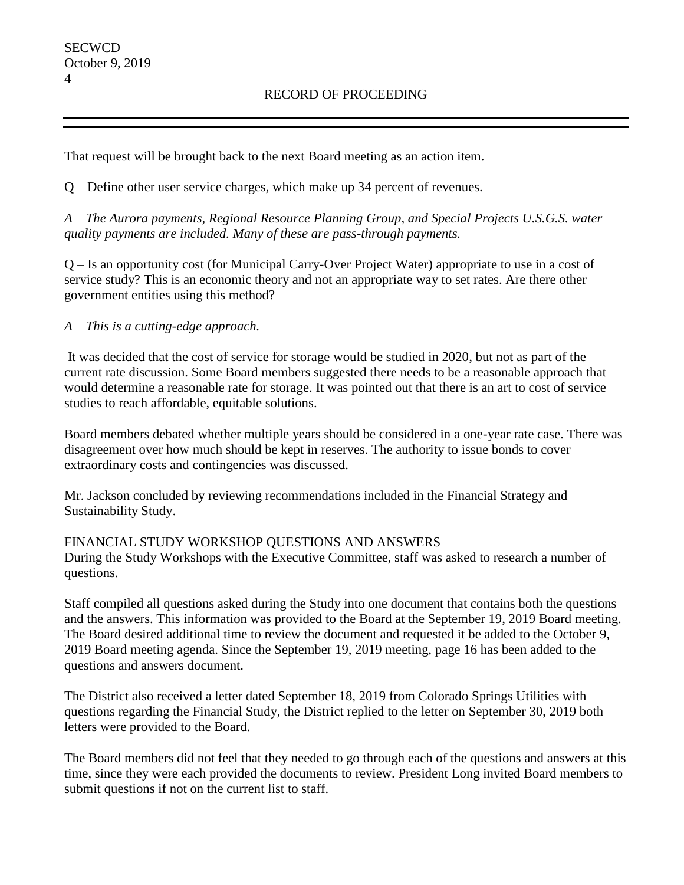That request will be brought back to the next Board meeting as an action item.

Q – Define other user service charges, which make up 34 percent of revenues.

*A – The Aurora payments, Regional Resource Planning Group, and Special Projects U.S.G.S. water quality payments are included. Many of these are pass-through payments.*

Q – Is an opportunity cost (for Municipal Carry-Over Project Water) appropriate to use in a cost of service study? This is an economic theory and not an appropriate way to set rates. Are there other government entities using this method?

*A – This is a cutting-edge approach.*

It was decided that the cost of service for storage would be studied in 2020, but not as part of the current rate discussion. Some Board members suggested there needs to be a reasonable approach that would determine a reasonable rate for storage. It was pointed out that there is an art to cost of service studies to reach affordable, equitable solutions.

Board members debated whether multiple years should be considered in a one-year rate case. There was disagreement over how much should be kept in reserves. The authority to issue bonds to cover extraordinary costs and contingencies was discussed.

Mr. Jackson concluded by reviewing recommendations included in the Financial Strategy and Sustainability Study.

FINANCIAL STUDY WORKSHOP QUESTIONS AND ANSWERS

During the Study Workshops with the Executive Committee, staff was asked to research a number of questions.

Staff compiled all questions asked during the Study into one document that contains both the questions and the answers. This information was provided to the Board at the September 19, 2019 Board meeting. The Board desired additional time to review the document and requested it be added to the October 9, 2019 Board meeting agenda. Since the September 19, 2019 meeting, page 16 has been added to the questions and answers document.

The District also received a letter dated September 18, 2019 from Colorado Springs Utilities with questions regarding the Financial Study, the District replied to the letter on September 30, 2019 both letters were provided to the Board.

The Board members did not feel that they needed to go through each of the questions and answers at this time, since they were each provided the documents to review. President Long invited Board members to submit questions if not on the current list to staff.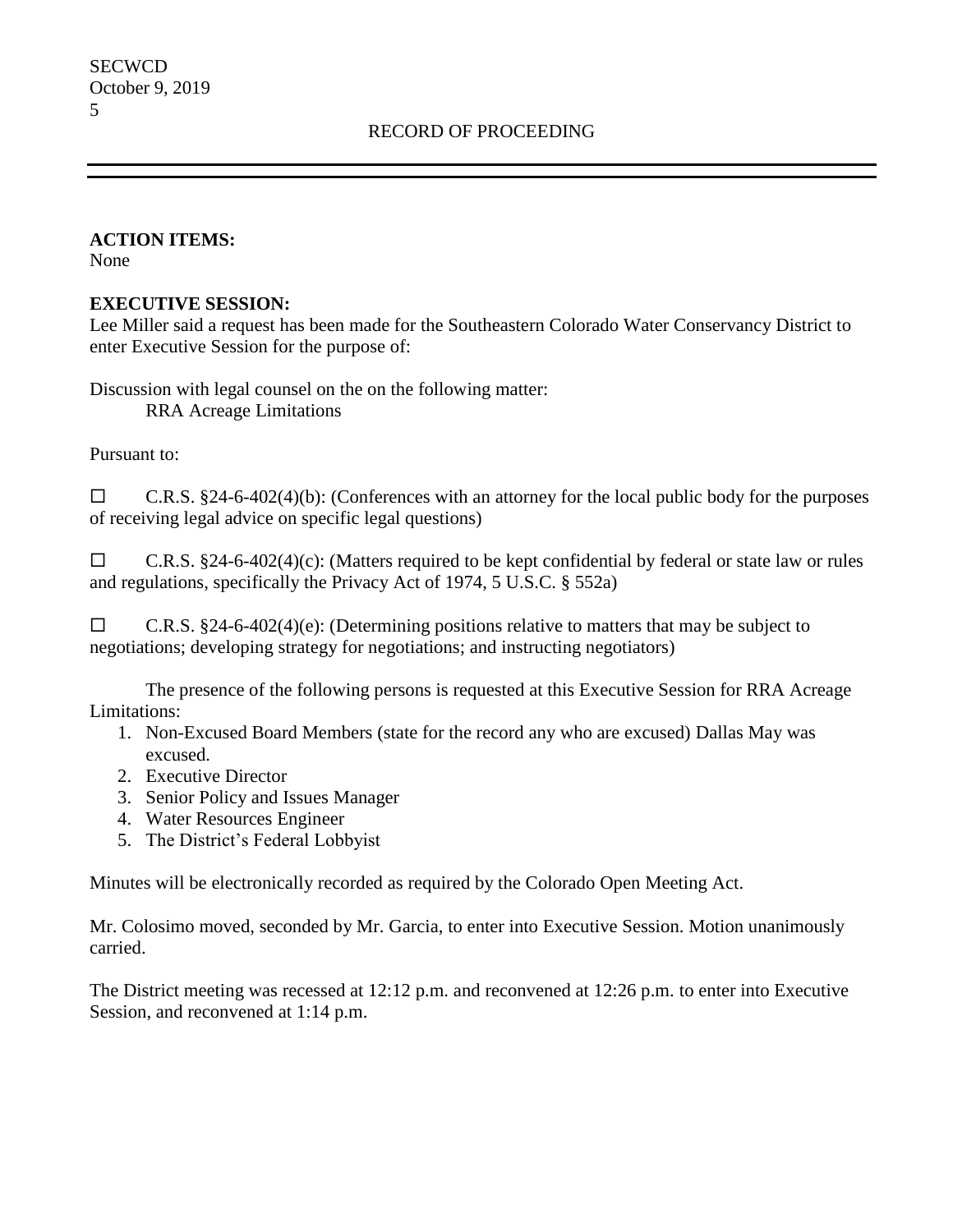**ACTION ITEMS:**
None

**EXECUTIVE SESSION:**
Lee Miller said a request has been made for the Southeastern Colorado Water Conservancy District to enter Executive Session for the purpose of:

Discussion with legal counsel on the on the following matter:
RRA Acreage Limitations

Pursuant to:

☐ C.R.S. §24-6-402(4)(b): (Conferences with an attorney for the local public body for the purposes of receiving legal advice on specific legal questions)

☐ C.R.S. §24-6-402(4)(c): (Matters required to be kept confidential by federal or state law or rules and regulations, specifically the Privacy Act of 1974, 5 U.S.C. § 552a)

☐ C.R.S. §24-6-402(4)(e): (Determining positions relative to matters that may be subject to negotiations; developing strategy for negotiations; and instructing negotiators)

The presence of the following persons is requested at this Executive Session for RRA Acreage Limitations:

1. Non-Excused Board Members (state for the record any who are excused) Dallas May was excused.
2. Executive Director
3. Senior Policy and Issues Manager
4. Water Resources Engineer
5. The District's Federal Lobbyist

Minutes will be electronically recorded as required by the Colorado Open Meeting Act.

Mr. Colosimo moved, seconded by Mr. Garcia, to enter into Executive Session. Motion unanimously carried.

The District meeting was recessed at 12:12 p.m. and reconvened at 12:26 p.m. to enter into Executive Session, and reconvened at 1:14 p.m.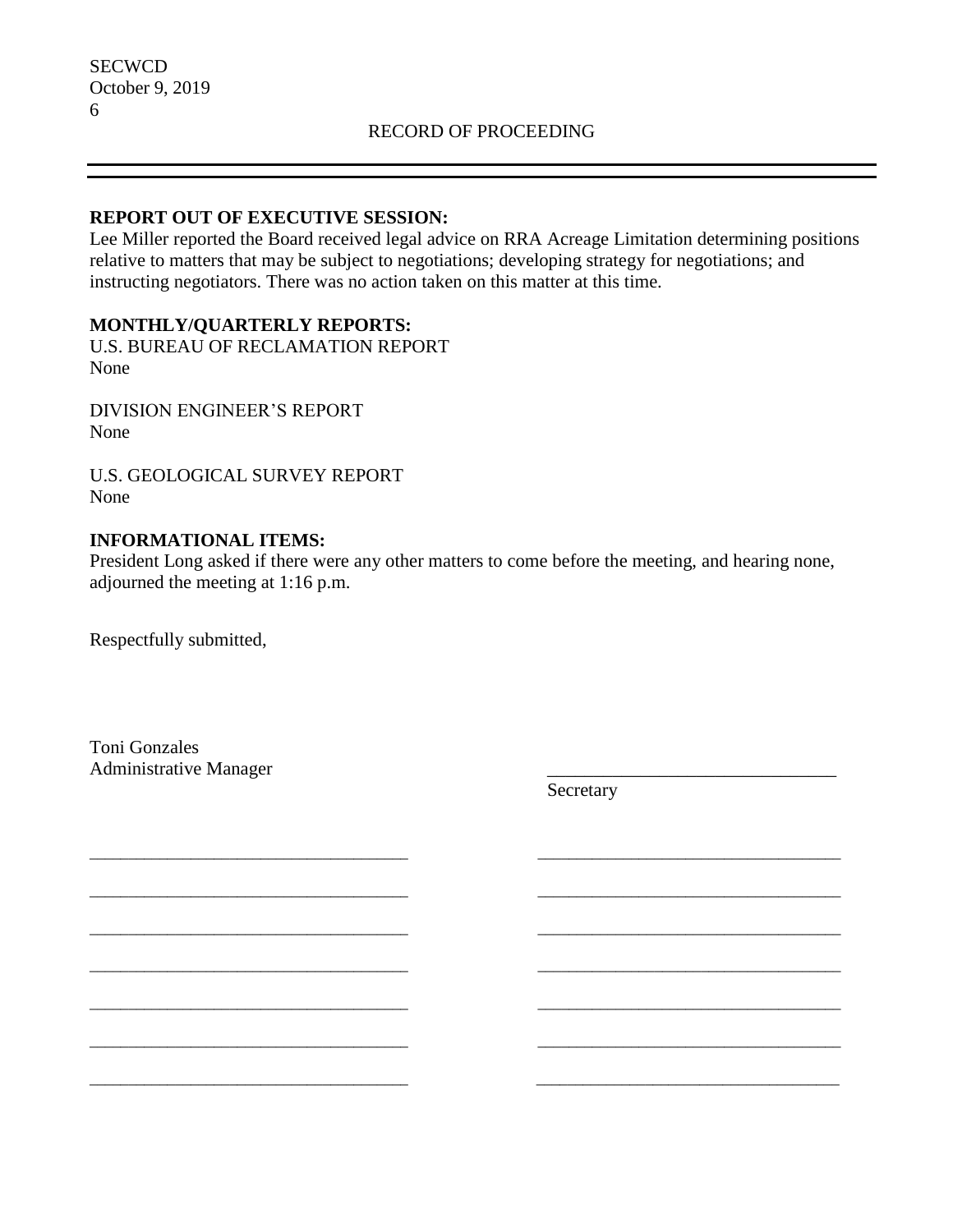**REPORT OUT OF EXECUTIVE SESSION:**
Lee Miller reported the Board received legal advice on RRA Acreage Limitation determining positions relative to matters that may be subject to negotiations; developing strategy for negotiations; and instructing negotiators. There was no action taken on this matter at this time.

**MONTHLY/QUARTERLY REPORTS:**
U.S. BUREAU OF RECLAMATION REPORT
None

DIVISION ENGINEER'S REPORT
None

U.S. GEOLOGICAL SURVEY REPORT
None

**INFORMATIONAL ITEMS:**
President Long asked if there were any other matters to come before the meeting, and hearing none, adjourned the meeting at 1:16 p.m.

Respectfully submitted,

Toni Gonzales
Administrative Manager

_______________________________
Secretary

_________________________________ _________________________________

_________________________________ _________________________________

_________________________________ _________________________________

_________________________________ _________________________________

_________________________________ _________________________________

_________________________________ _________________________________

_________________________________ _________________________________